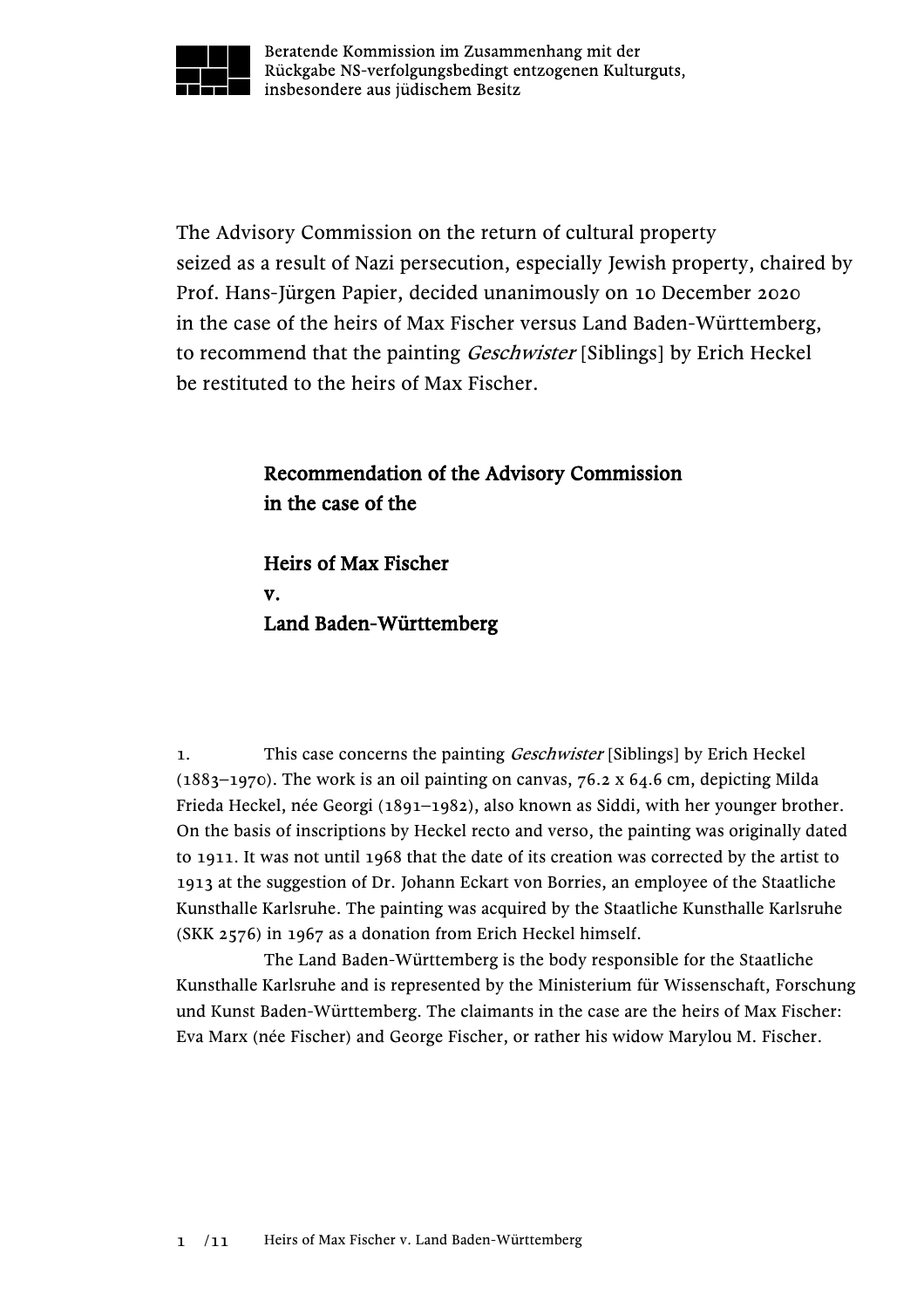Beratende Kommission im Zusammenhang mit der Rückgabe NS-verfolgungsbedingt entzogenen Kulturguts, insbesondere aus jüdischem Besitz

The Advisory Commission on the return of cultural property seized as a result of Nazi persecution, especially Jewish property, chaired by Prof. Hans-Jürgen Papier, decided unanimously on 10 December 2020 in the case of the heirs of Max Fischer versus Land Baden-Württemberg, to recommend that the painting *Geschwister* [Siblings] by Erich Heckel be restituted to the heirs of Max Fischer.

## Recommendation of the Advisory Commission in the case of the

## Heirs of Max Fischer v. Land Baden-Württemberg

1. This case concerns the painting *Geschwister* [Siblings] by Erich Heckel (1883–1970). The work is an oil painting on canvas, 76.2 x 64.6 cm, depicting Milda Frieda Heckel, née Georgi (1891–1982), also known as Siddi, with her younger brother. On the basis of inscriptions by Heckel recto and verso, the painting was originally dated to 1911. It was not until 1968 that the date of its creation was corrected by the artist to 1913 at the suggestion of Dr. Johann Eckart von Borries, an employee of the Staatliche Kunsthalle Karlsruhe. The painting was acquired by the Staatliche Kunsthalle Karlsruhe (SKK 2576) in 1967 as a donation from Erich Heckel himself.

The Land Baden-Württemberg is the body responsible for the Staatliche Kunsthalle Karlsruhe and is represented by the Ministerium für Wissenschaft, Forschung und Kunst Baden-Württemberg. The claimants in the case are the heirs of Max Fischer: Eva Marx (née Fischer) and George Fischer, or rather his widow Marylou M. Fischer.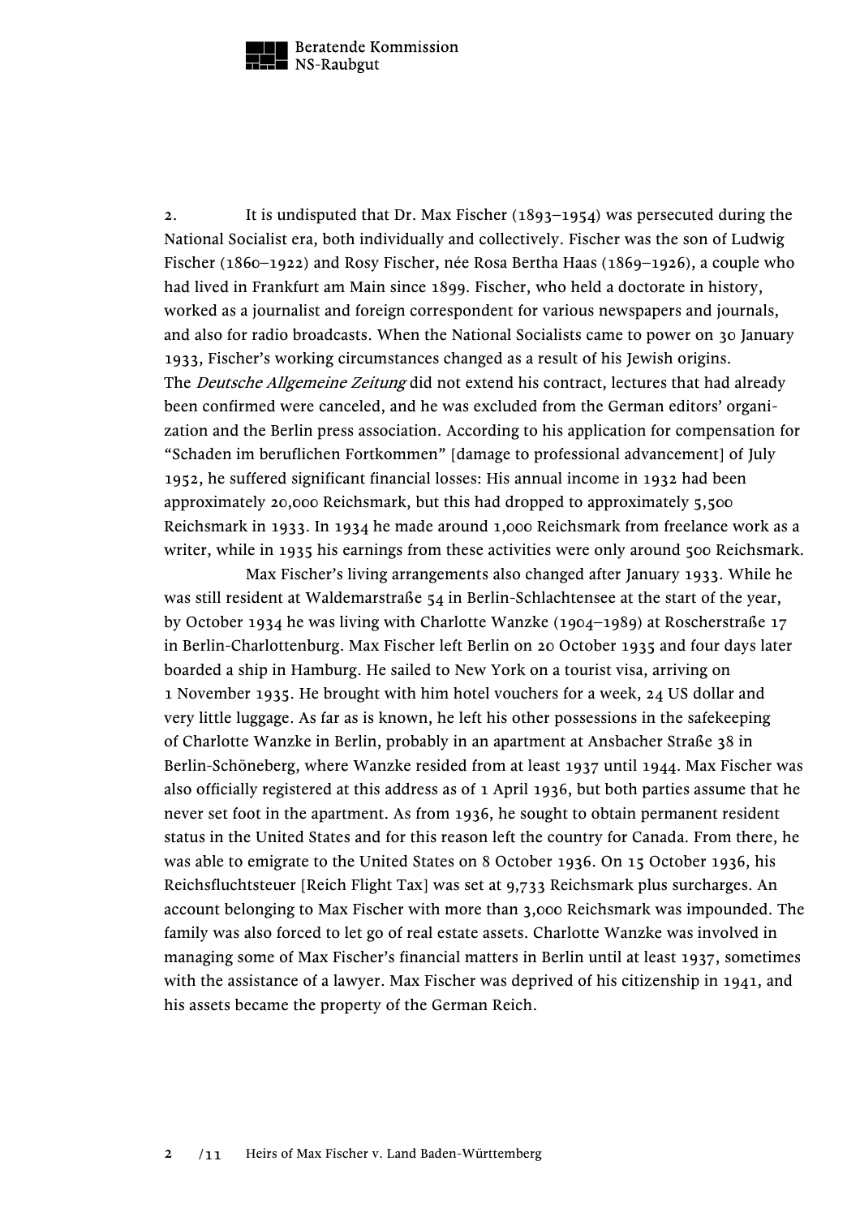2. It is undisputed that Dr. Max Fischer (1893–1954) was persecuted during the National Socialist era, both individually and collectively. Fischer was the son of Ludwig Fischer (1860–1922) and Rosy Fischer, née Rosa Bertha Haas (1869–1926), a couple who had lived in Frankfurt am Main since 1899. Fischer, who held a doctorate in history, worked as a journalist and foreign correspondent for various newspapers and journals, and also for radio broadcasts. When the National Socialists came to power on 30 January 1933, Fischer's working circumstances changed as a result of his Jewish origins. The *Deutsche Allgemeine Zeitung* did not extend his contract, lectures that had already been confirmed were canceled, and he was excluded from the German editors' organization and the Berlin press association. According to his application for compensation for "Schaden im beruflichen Fortkommen" [damage to professional advancement] of July 1952, he suffered significant financial losses: His annual income in 1932 had been approximately 20,000 Reichsmark, but this had dropped to approximately 5,500 Reichsmark in 1933. In 1934 he made around 1,000 Reichsmark from freelance work as a writer, while in 1935 his earnings from these activities were only around 500 Reichsmark.

Max Fischer's living arrangements also changed after January 1933. While he was still resident at Waldemarstraße 54 in Berlin-Schlachtensee at the start of the year, by October 1934 he was living with Charlotte Wanzke (1904–1989) at Roscherstraße 17 in Berlin-Charlottenburg. Max Fischer left Berlin on 20 October 1935 and four days later boarded a ship in Hamburg. He sailed to New York on a tourist visa, arriving on 1 November 1935. He brought with him hotel vouchers for a week, 24 US dollar and very little luggage. As far as is known, he left his other possessions in the safekeeping of Charlotte Wanzke in Berlin, probably in an apartment at Ansbacher Straße 38 in Berlin-Schöneberg, where Wanzke resided from at least 1937 until 1944. Max Fischer was also officially registered at this address as of 1 April 1936, but both parties assume that he never set foot in the apartment. As from 1936, he sought to obtain permanent resident status in the United States and for this reason left the country for Canada. From there, he was able to emigrate to the United States on 8 October 1936. On 15 October 1936, his Reichsfluchtsteuer [Reich Flight Tax] was set at 9,733 Reichsmark plus surcharges. An account belonging to Max Fischer with more than 3,000 Reichsmark was impounded. The family was also forced to let go of real estate assets. Charlotte Wanzke was involved in managing some of Max Fischer's financial matters in Berlin until at least 1937, sometimes with the assistance of a lawyer. Max Fischer was deprived of his citizenship in 1941, and his assets became the property of the German Reich.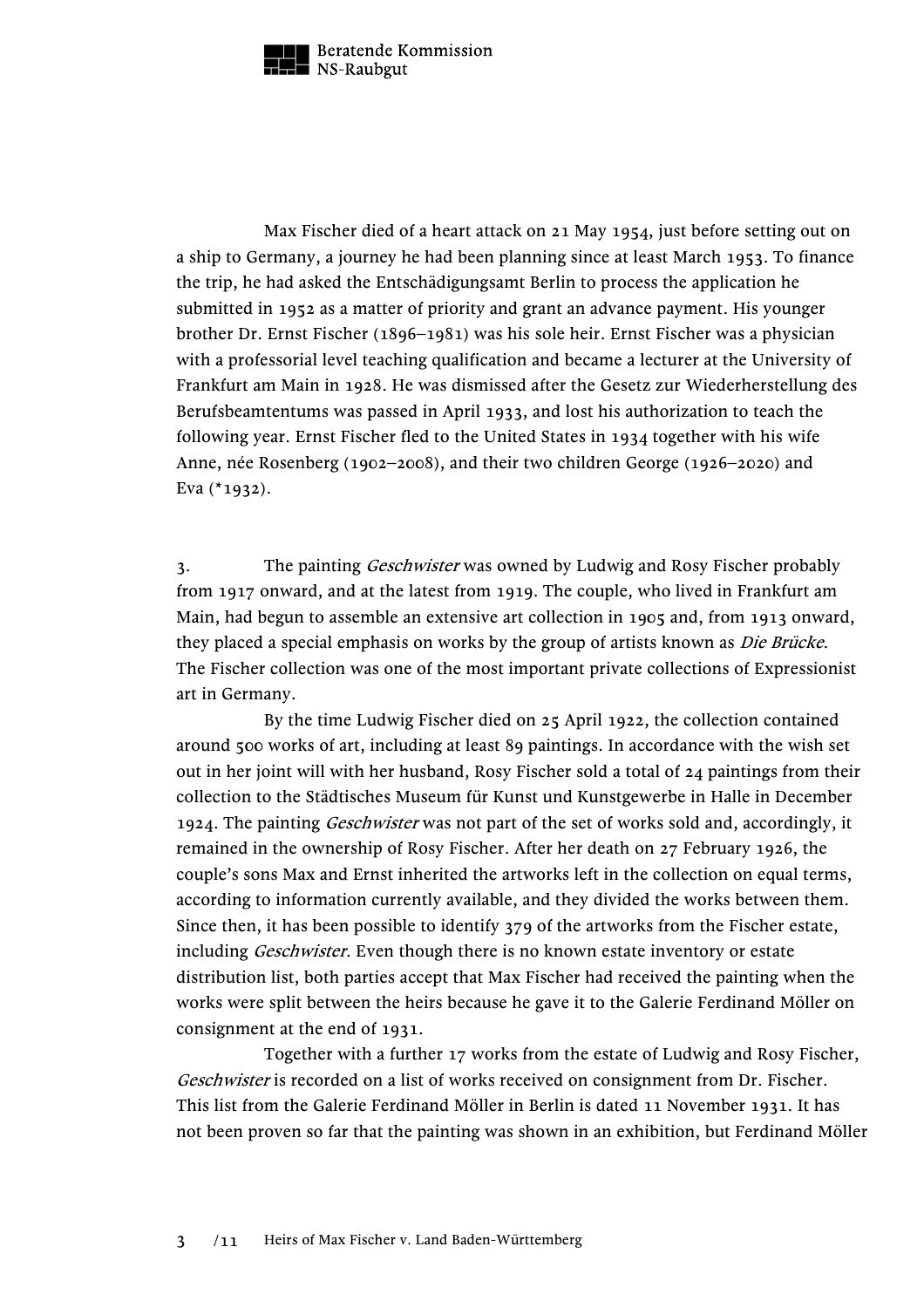Max Fischer died of a heart attack on 21 May 1954, just before setting out on a ship to Germany, a journey he had been planning since at least March 1953. To finance the trip, he had asked the Entschädigungsamt Berlin to process the application he submitted in 1952 as a matter of priority and grant an advance payment. His younger brother Dr. Ernst Fischer (1896–1981) was his sole heir. Ernst Fischer was a physician with a professorial level teaching qualification and became a lecturer at the University of Frankfurt am Main in 1928. He was dismissed after the Gesetz zur Wiederherstellung des Berufsbeamtentums was passed in April 1933, and lost his authorization to teach the following year. Ernst Fischer fled to the United States in 1934 together with his wife Anne, née Rosenberg (1902–2008), and their two children George (1926–2020) and Eva (*1932).

3. The painting *Geschwister* was owned by Ludwig and Rosy Fischer probably from 1917 onward, and at the latest from 1919. The couple, who lived in Frankfurt am Main, had begun to assemble an extensive art collection in 1905 and, from 1913 onward, they placed a special emphasis on works by the group of artists known as *Die Brücke*. The Fischer collection was one of the most important private collections of Expressionist art in Germany.

By the time Ludwig Fischer died on 25 April 1922, the collection contained around 500 works of art, including at least 89 paintings. In accordance with the wish set out in her joint will with her husband, Rosy Fischer sold a total of 24 paintings from their collection to the Städtisches Museum für Kunst und Kunstgewerbe in Halle in December 1924. The painting *Geschwister* was not part of the set of works sold and, accordingly, it remained in the ownership of Rosy Fischer. After her death on 27 February 1926, the couple's sons Max and Ernst inherited the artworks left in the collection on equal terms, according to information currently available, and they divided the works between them. Since then, it has been possible to identify 379 of the artworks from the Fischer estate, including *Geschwister*. Even though there is no known estate inventory or estate distribution list, both parties accept that Max Fischer had received the painting when the works were split between the heirs because he gave it to the Galerie Ferdinand Möller on consignment at the end of 1931.

Together with a further 17 works from the estate of Ludwig and Rosy Fischer, *Geschwister* is recorded on a list of works received on consignment from Dr. Fischer. This list from the Galerie Ferdinand Möller in Berlin is dated 11 November 1931. It has not been proven so far that the painting was shown in an exhibition, but Ferdinand Möller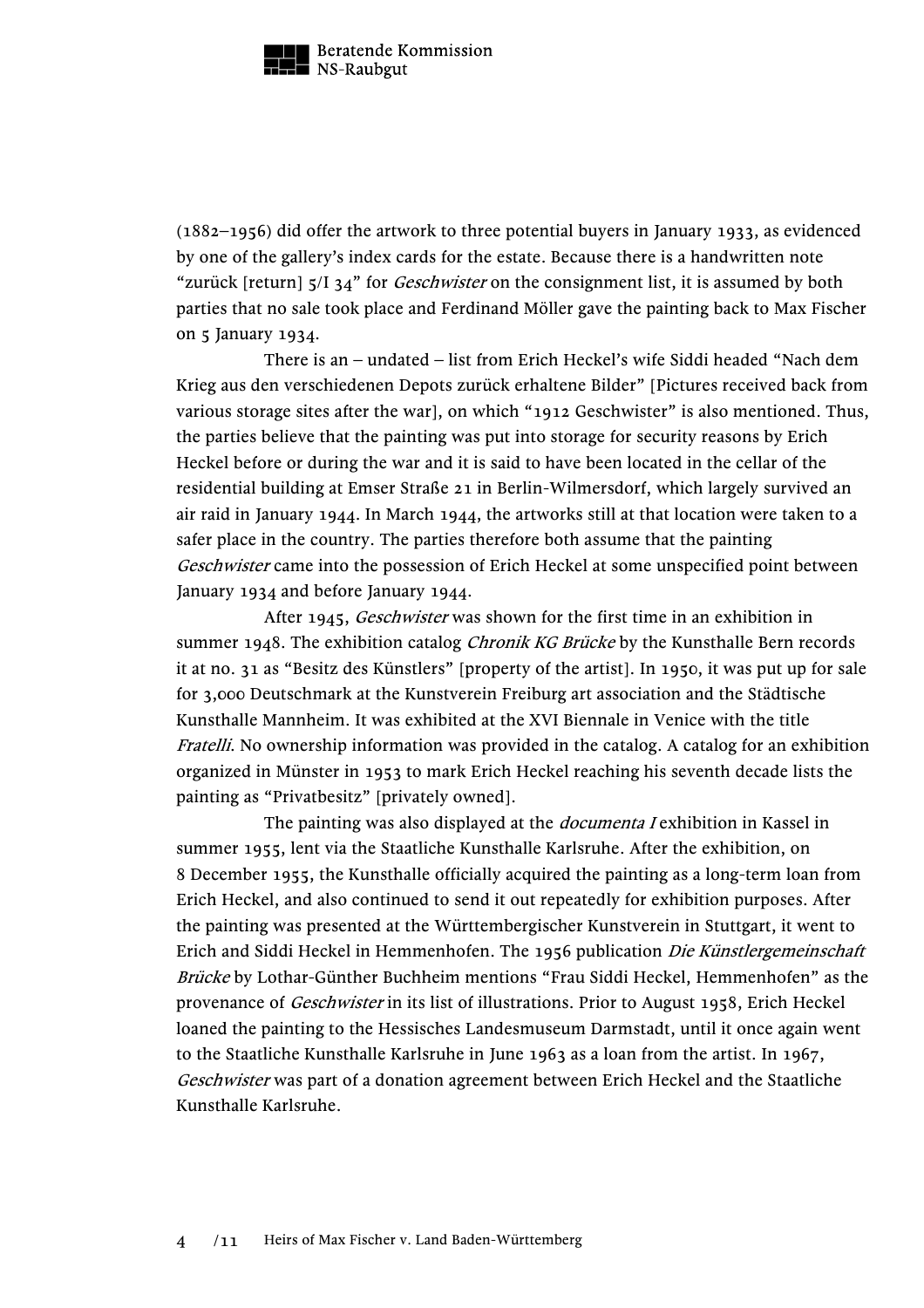(1882–1956) did offer the artwork to three potential buyers in January 1933, as evidenced by one of the gallery's index cards for the estate. Because there is a handwritten note "zurück [return] 5/I 34" for *Geschwister* on the consignment list, it is assumed by both parties that no sale took place and Ferdinand Möller gave the painting back to Max Fischer on 5 January 1934.

There is an – undated – list from Erich Heckel's wife Siddi headed "Nach dem Krieg aus den verschiedenen Depots zurück erhaltene Bilder" [Pictures received back from various storage sites after the war], on which "1912 Geschwister" is also mentioned. Thus, the parties believe that the painting was put into storage for security reasons by Erich Heckel before or during the war and it is said to have been located in the cellar of the residential building at Emser Straße 21 in Berlin-Wilmersdorf, which largely survived an air raid in January 1944. In March 1944, the artworks still at that location were taken to a safer place in the country. The parties therefore both assume that the painting *Geschwister* came into the possession of Erich Heckel at some unspecified point between January 1934 and before January 1944.

After 1945, *Geschwister* was shown for the first time in an exhibition in summer 1948. The exhibition catalog *Chronik KG Brücke* by the Kunsthalle Bern records it at no. 31 as "Besitz des Künstlers" [property of the artist]. In 1950, it was put up for sale for 3,000 Deutschmark at the Kunstverein Freiburg art association and the Städtische Kunsthalle Mannheim. It was exhibited at the XVI Biennale in Venice with the title *Fratelli*. No ownership information was provided in the catalog. A catalog for an exhibition organized in Münster in 1953 to mark Erich Heckel reaching his seventh decade lists the painting as "Privatbesitz" [privately owned].

The painting was also displayed at the *documenta I* exhibition in Kassel in summer 1955, lent via the Staatliche Kunsthalle Karlsruhe. After the exhibition, on 8 December 1955, the Kunsthalle officially acquired the painting as a long-term loan from Erich Heckel, and also continued to send it out repeatedly for exhibition purposes. After the painting was presented at the Württembergischer Kunstverein in Stuttgart, it went to Erich and Siddi Heckel in Hemmenhofen. The 1956 publication *Die Künstlergemeinschaft Brücke* by Lothar-Günther Buchheim mentions "Frau Siddi Heckel, Hemmenhofen" as the provenance of *Geschwister* in its list of illustrations. Prior to August 1958, Erich Heckel loaned the painting to the Hessisches Landesmuseum Darmstadt, until it once again went to the Staatliche Kunsthalle Karlsruhe in June 1963 as a loan from the artist. In 1967, *Geschwister* was part of a donation agreement between Erich Heckel and the Staatliche Kunsthalle Karlsruhe.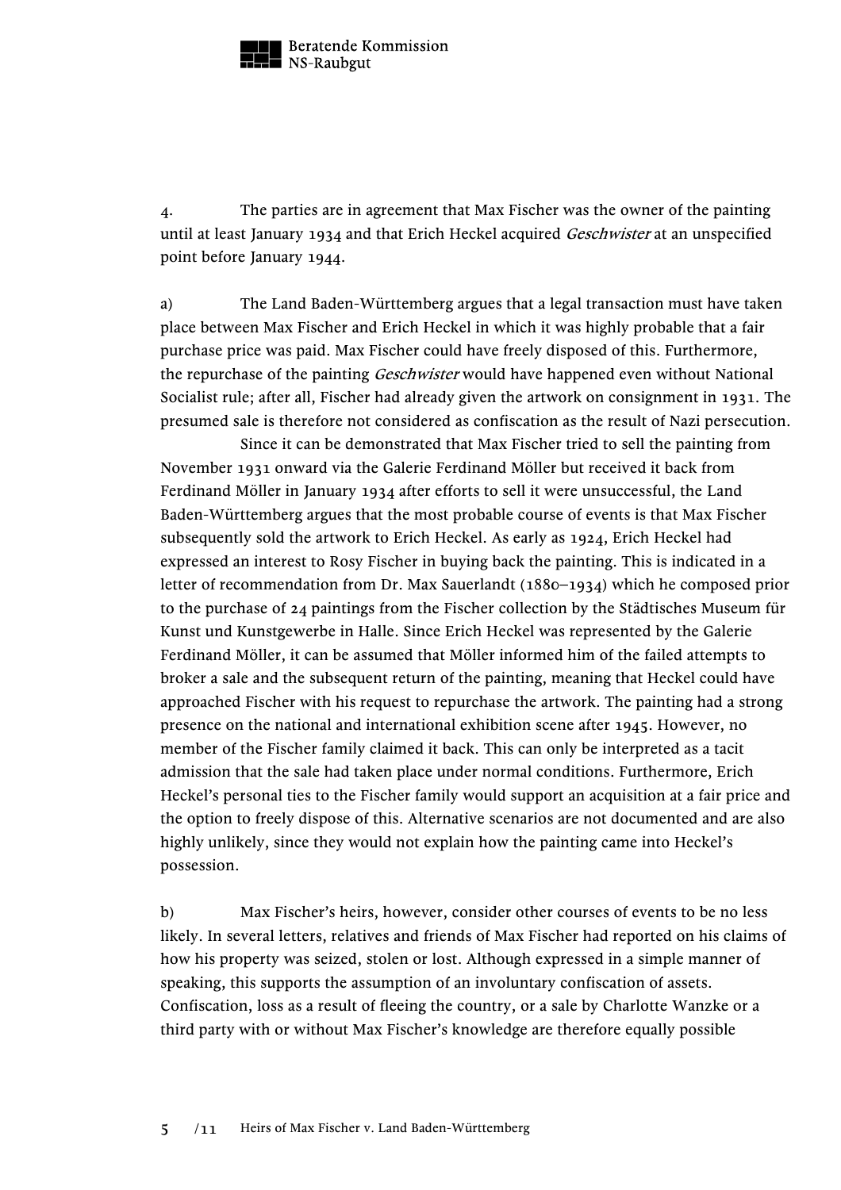4. The parties are in agreement that Max Fischer was the owner of the painting until at least January 1934 and that Erich Heckel acquired *Geschwister* at an unspecified point before January 1944.

a) The Land Baden-Württemberg argues that a legal transaction must have taken place between Max Fischer and Erich Heckel in which it was highly probable that a fair purchase price was paid. Max Fischer could have freely disposed of this. Furthermore, the repurchase of the painting *Geschwister* would have happened even without National Socialist rule; after all, Fischer had already given the artwork on consignment in 1931. The presumed sale is therefore not considered as confiscation as the result of Nazi persecution.

Since it can be demonstrated that Max Fischer tried to sell the painting from November 1931 onward via the Galerie Ferdinand Möller but received it back from Ferdinand Möller in January 1934 after efforts to sell it were unsuccessful, the Land Baden-Württemberg argues that the most probable course of events is that Max Fischer subsequently sold the artwork to Erich Heckel. As early as 1924, Erich Heckel had expressed an interest to Rosy Fischer in buying back the painting. This is indicated in a letter of recommendation from Dr. Max Sauerlandt (1880–1934) which he composed prior to the purchase of 24 paintings from the Fischer collection by the Städtisches Museum für Kunst und Kunstgewerbe in Halle. Since Erich Heckel was represented by the Galerie Ferdinand Möller, it can be assumed that Möller informed him of the failed attempts to broker a sale and the subsequent return of the painting, meaning that Heckel could have approached Fischer with his request to repurchase the artwork. The painting had a strong presence on the national and international exhibition scene after 1945. However, no member of the Fischer family claimed it back. This can only be interpreted as a tacit admission that the sale had taken place under normal conditions. Furthermore, Erich Heckel's personal ties to the Fischer family would support an acquisition at a fair price and the option to freely dispose of this. Alternative scenarios are not documented and are also highly unlikely, since they would not explain how the painting came into Heckel's possession.

b) Max Fischer's heirs, however, consider other courses of events to be no less likely. In several letters, relatives and friends of Max Fischer had reported on his claims of how his property was seized, stolen or lost. Although expressed in a simple manner of speaking, this supports the assumption of an involuntary confiscation of assets. Confiscation, loss as a result of fleeing the country, or a sale by Charlotte Wanzke or a third party with or without Max Fischer's knowledge are therefore equally possible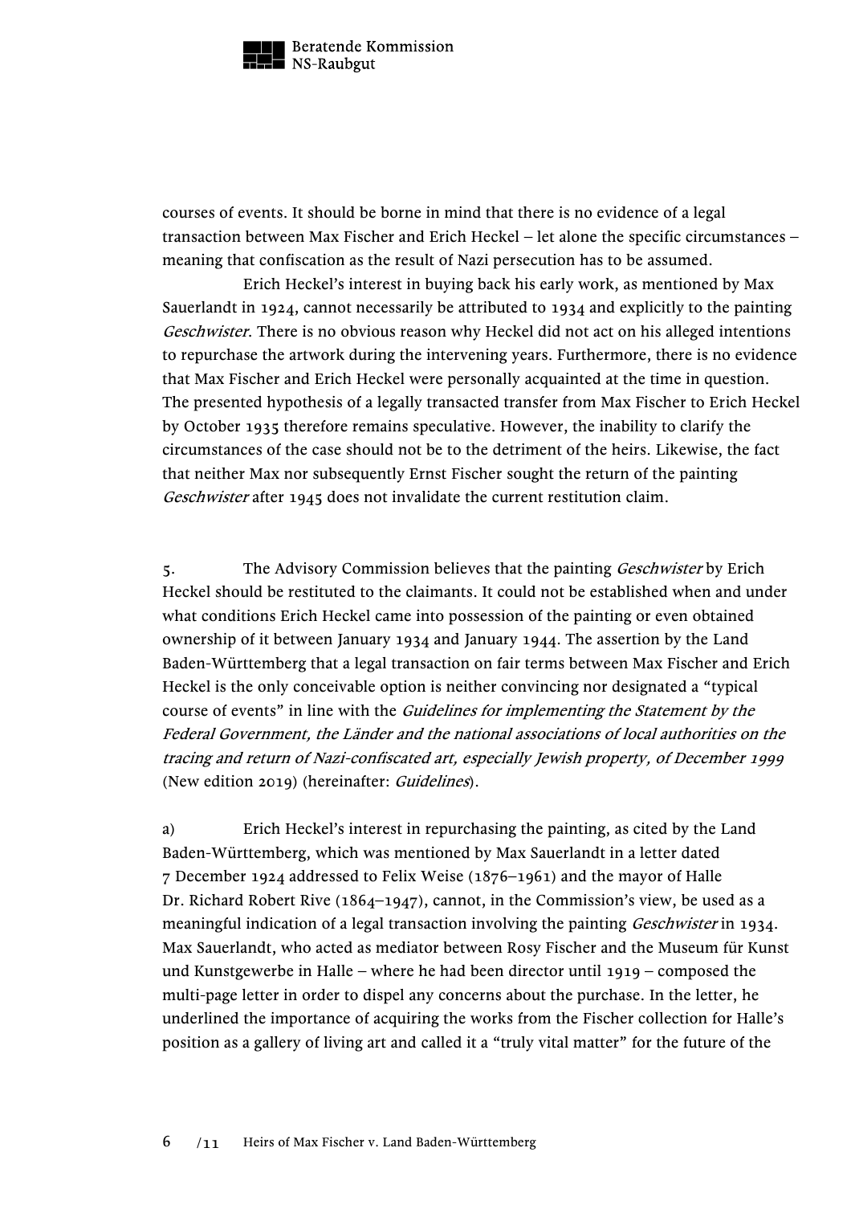courses of events. It should be borne in mind that there is no evidence of a legal transaction between Max Fischer and Erich Heckel – let alone the specific circumstances – meaning that confiscation as the result of Nazi persecution has to be assumed.

Erich Heckel's interest in buying back his early work, as mentioned by Max Sauerlandt in 1924, cannot necessarily be attributed to 1934 and explicitly to the painting *Geschwister*. There is no obvious reason why Heckel did not act on his alleged intentions to repurchase the artwork during the intervening years. Furthermore, there is no evidence that Max Fischer and Erich Heckel were personally acquainted at the time in question. The presented hypothesis of a legally transacted transfer from Max Fischer to Erich Heckel by October 1935 therefore remains speculative. However, the inability to clarify the circumstances of the case should not be to the detriment of the heirs. Likewise, the fact that neither Max nor subsequently Ernst Fischer sought the return of the painting *Geschwister* after 1945 does not invalidate the current restitution claim.

5. The Advisory Commission believes that the painting *Geschwister* by Erich Heckel should be restituted to the claimants. It could not be established when and under what conditions Erich Heckel came into possession of the painting or even obtained ownership of it between January 1934 and January 1944. The assertion by the Land Baden-Württemberg that a legal transaction on fair terms between Max Fischer and Erich Heckel is the only conceivable option is neither convincing nor designated a "typical course of events" in line with the *Guidelines for implementing the Statement by the Federal Government, the Länder and the national associations of local authorities on the tracing and return of Nazi-confiscated art, especially Jewish property, of December 1999* (New edition 2019) (hereinafter: *Guidelines*).

a) Erich Heckel's interest in repurchasing the painting, as cited by the Land Baden-Württemberg, which was mentioned by Max Sauerlandt in a letter dated 7 December 1924 addressed to Felix Weise (1876–1961) and the mayor of Halle Dr. Richard Robert Rive (1864–1947), cannot, in the Commission's view, be used as a meaningful indication of a legal transaction involving the painting *Geschwister* in 1934. Max Sauerlandt, who acted as mediator between Rosy Fischer and the Museum für Kunst und Kunstgewerbe in Halle – where he had been director until 1919 – composed the multi-page letter in order to dispel any concerns about the purchase. In the letter, he underlined the importance of acquiring the works from the Fischer collection for Halle's position as a gallery of living art and called it a "truly vital matter" for the future of the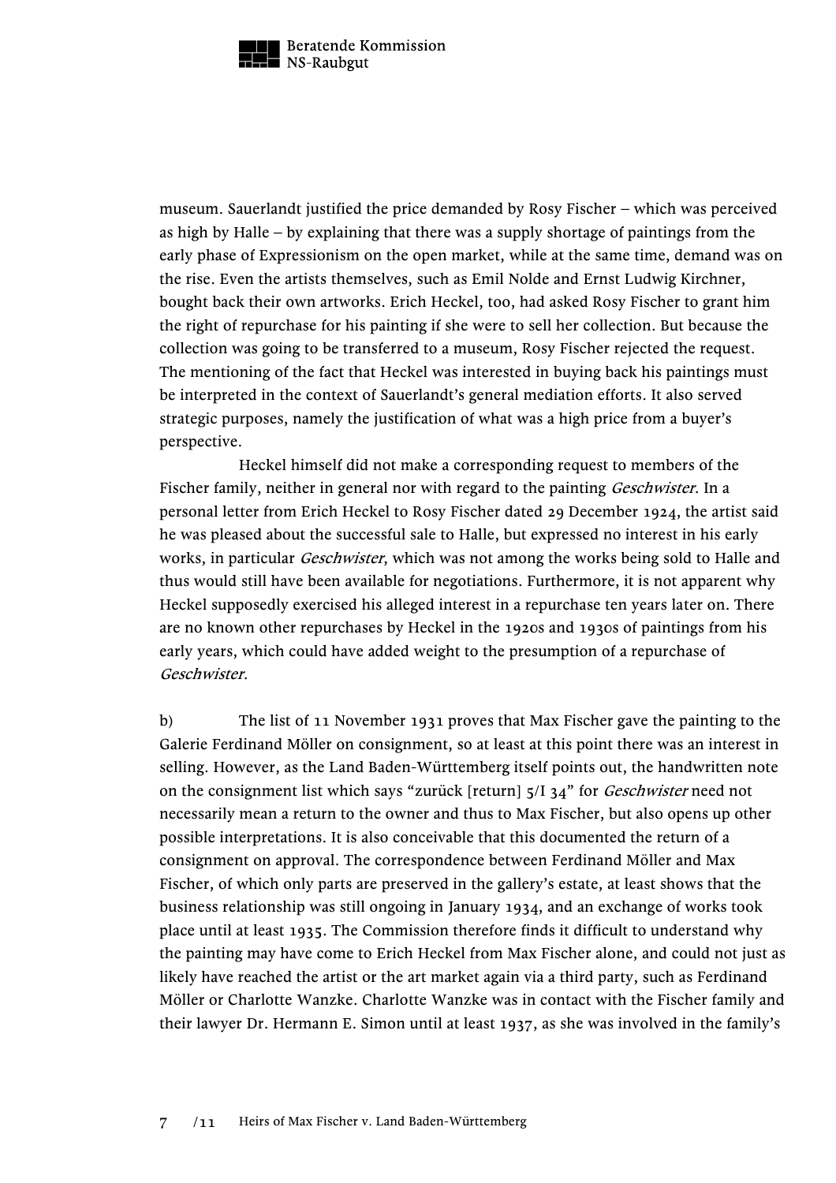museum. Sauerlandt justified the price demanded by Rosy Fischer – which was perceived as high by Halle – by explaining that there was a supply shortage of paintings from the early phase of Expressionism on the open market, while at the same time, demand was on the rise. Even the artists themselves, such as Emil Nolde and Ernst Ludwig Kirchner, bought back their own artworks. Erich Heckel, too, had asked Rosy Fischer to grant him the right of repurchase for his painting if she were to sell her collection. But because the collection was going to be transferred to a museum, Rosy Fischer rejected the request. The mentioning of the fact that Heckel was interested in buying back his paintings must be interpreted in the context of Sauerlandt's general mediation efforts. It also served strategic purposes, namely the justification of what was a high price from a buyer's perspective.

Heckel himself did not make a corresponding request to members of the Fischer family, neither in general nor with regard to the painting *Geschwister*. In a personal letter from Erich Heckel to Rosy Fischer dated 29 December 1924, the artist said he was pleased about the successful sale to Halle, but expressed no interest in his early works, in particular *Geschwister*, which was not among the works being sold to Halle and thus would still have been available for negotiations. Furthermore, it is not apparent why Heckel supposedly exercised his alleged interest in a repurchase ten years later on. There are no known other repurchases by Heckel in the 1920s and 1930s of paintings from his early years, which could have added weight to the presumption of a repurchase of *Geschwister*.

b) The list of 11 November 1931 proves that Max Fischer gave the painting to the Galerie Ferdinand Möller on consignment, so at least at this point there was an interest in selling. However, as the Land Baden-Württemberg itself points out, the handwritten note on the consignment list which says "zurück [return] 5/I 34" for *Geschwister* need not necessarily mean a return to the owner and thus to Max Fischer, but also opens up other possible interpretations. It is also conceivable that this documented the return of a consignment on approval. The correspondence between Ferdinand Möller and Max Fischer, of which only parts are preserved in the gallery's estate, at least shows that the business relationship was still ongoing in January 1934, and an exchange of works took place until at least 1935. The Commission therefore finds it difficult to understand why the painting may have come to Erich Heckel from Max Fischer alone, and could not just as likely have reached the artist or the art market again via a third party, such as Ferdinand Möller or Charlotte Wanzke. Charlotte Wanzke was in contact with the Fischer family and their lawyer Dr. Hermann E. Simon until at least 1937, as she was involved in the family's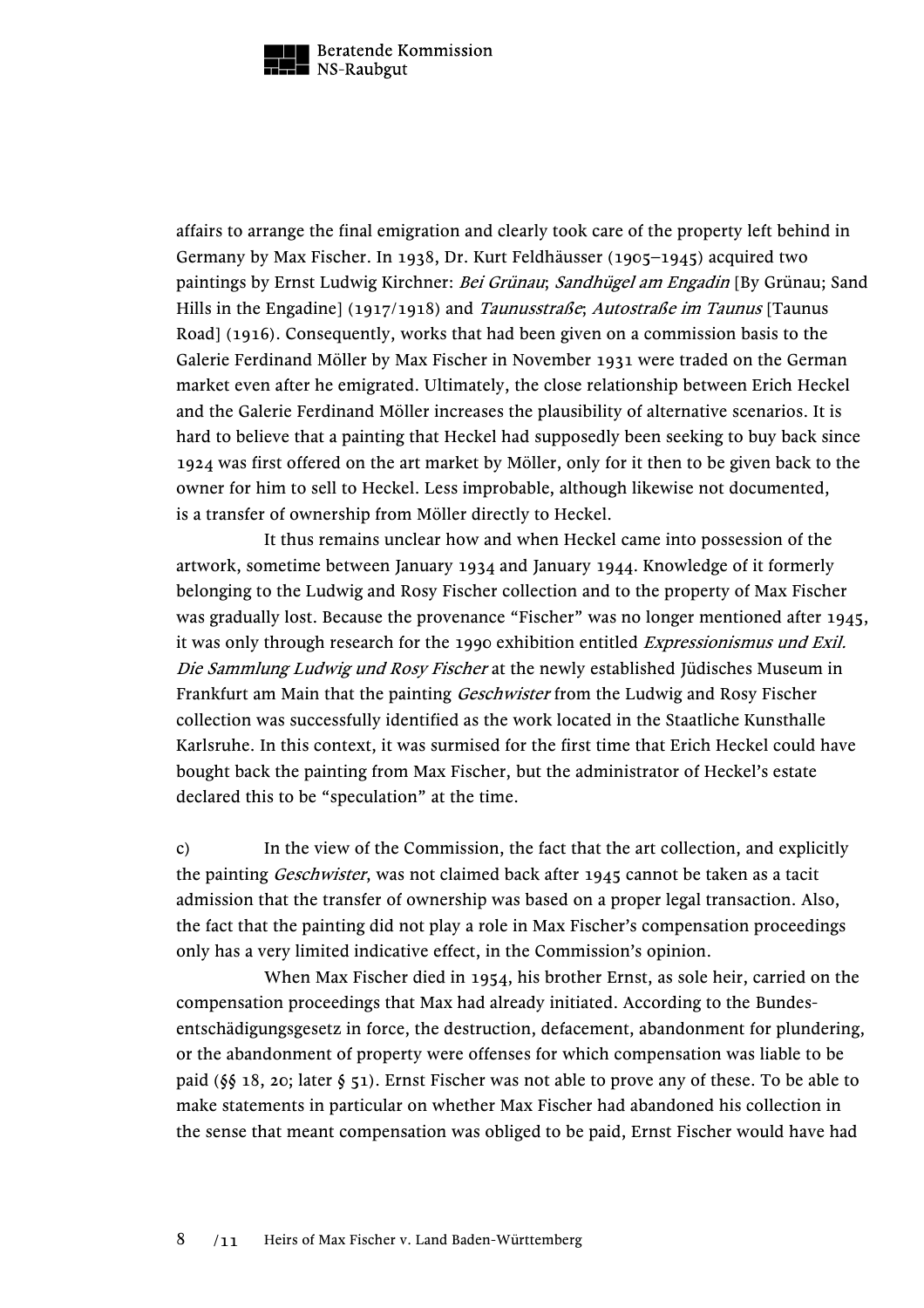affairs to arrange the final emigration and clearly took care of the property left behind in Germany by Max Fischer. In 1938, Dr. Kurt Feldhäusser (1905–1945) acquired two paintings by Ernst Ludwig Kirchner: *Bei Grünau*; *Sandhügel am Engadin* [By Grünau; Sand Hills in the Engadine] (1917/1918) and *Taunusstraße*; *Autostraße im Taunus* [Taunus Road] (1916). Consequently, works that had been given on a commission basis to the Galerie Ferdinand Möller by Max Fischer in November 1931 were traded on the German market even after he emigrated. Ultimately, the close relationship between Erich Heckel and the Galerie Ferdinand Möller increases the plausibility of alternative scenarios. It is hard to believe that a painting that Heckel had supposedly been seeking to buy back since 1924 was first offered on the art market by Möller, only for it then to be given back to the owner for him to sell to Heckel. Less improbable, although likewise not documented, is a transfer of ownership from Möller directly to Heckel.

It thus remains unclear how and when Heckel came into possession of the artwork, sometime between January 1934 and January 1944. Knowledge of it formerly belonging to the Ludwig and Rosy Fischer collection and to the property of Max Fischer was gradually lost. Because the provenance "Fischer" was no longer mentioned after 1945, it was only through research for the 1990 exhibition entitled *Expressionismus und Exil. Die Sammlung Ludwig und Rosy Fischer* at the newly established Jüdisches Museum in Frankfurt am Main that the painting *Geschwister* from the Ludwig and Rosy Fischer collection was successfully identified as the work located in the Staatliche Kunsthalle Karlsruhe. In this context, it was surmised for the first time that Erich Heckel could have bought back the painting from Max Fischer, but the administrator of Heckel's estate declared this to be "speculation" at the time.

c) In the view of the Commission, the fact that the art collection, and explicitly the painting *Geschwister*, was not claimed back after 1945 cannot be taken as a tacit admission that the transfer of ownership was based on a proper legal transaction. Also, the fact that the painting did not play a role in Max Fischer's compensation proceedings only has a very limited indicative effect, in the Commission's opinion.

When Max Fischer died in 1954, his brother Ernst, as sole heir, carried on the compensation proceedings that Max had already initiated. According to the Bundesentschädigungsgesetz in force, the destruction, defacement, abandonment for plundering, or the abandonment of property were offenses for which compensation was liable to be paid (§§ 18, 20; later § 51). Ernst Fischer was not able to prove any of these. To be able to make statements in particular on whether Max Fischer had abandoned his collection in the sense that meant compensation was obliged to be paid, Ernst Fischer would have had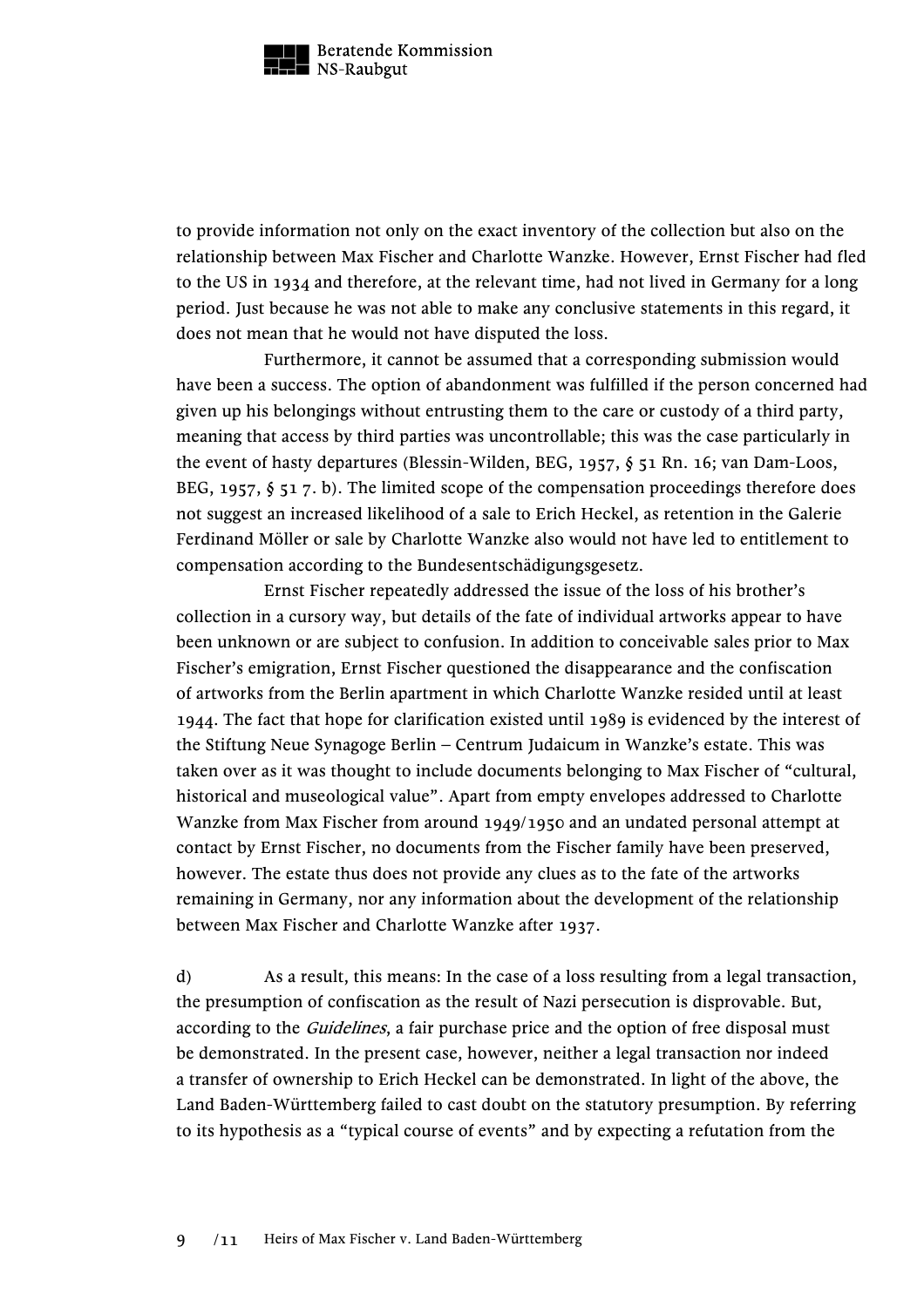to provide information not only on the exact inventory of the collection but also on the relationship between Max Fischer and Charlotte Wanzke. However, Ernst Fischer had fled to the US in 1934 and therefore, at the relevant time, had not lived in Germany for a long period. Just because he was not able to make any conclusive statements in this regard, it does not mean that he would not have disputed the loss.

Furthermore, it cannot be assumed that a corresponding submission would have been a success. The option of abandonment was fulfilled if the person concerned had given up his belongings without entrusting them to the care or custody of a third party, meaning that access by third parties was uncontrollable; this was the case particularly in the event of hasty departures (Blessin-Wilden, BEG, 1957, § 51 Rn. 16; van Dam-Loos, BEG, 1957, § 51 7. b). The limited scope of the compensation proceedings therefore does not suggest an increased likelihood of a sale to Erich Heckel, as retention in the Galerie Ferdinand Möller or sale by Charlotte Wanzke also would not have led to entitlement to compensation according to the Bundesentschädigungsgesetz.

Ernst Fischer repeatedly addressed the issue of the loss of his brother's collection in a cursory way, but details of the fate of individual artworks appear to have been unknown or are subject to confusion. In addition to conceivable sales prior to Max Fischer's emigration, Ernst Fischer questioned the disappearance and the confiscation of artworks from the Berlin apartment in which Charlotte Wanzke resided until at least 1944. The fact that hope for clarification existed until 1989 is evidenced by the interest of the Stiftung Neue Synagoge Berlin – Centrum Judaicum in Wanzke's estate. This was taken over as it was thought to include documents belonging to Max Fischer of "cultural, historical and museological value". Apart from empty envelopes addressed to Charlotte Wanzke from Max Fischer from around 1949/1950 and an undated personal attempt at contact by Ernst Fischer, no documents from the Fischer family have been preserved, however. The estate thus does not provide any clues as to the fate of the artworks remaining in Germany, nor any information about the development of the relationship between Max Fischer and Charlotte Wanzke after 1937.

d) As a result, this means: In the case of a loss resulting from a legal transaction, the presumption of confiscation as the result of Nazi persecution is disprovable. But, according to the *Guidelines*, a fair purchase price and the option of free disposal must be demonstrated. In the present case, however, neither a legal transaction nor indeed a transfer of ownership to Erich Heckel can be demonstrated. In light of the above, the Land Baden-Württemberg failed to cast doubt on the statutory presumption. By referring to its hypothesis as a "typical course of events" and by expecting a refutation from the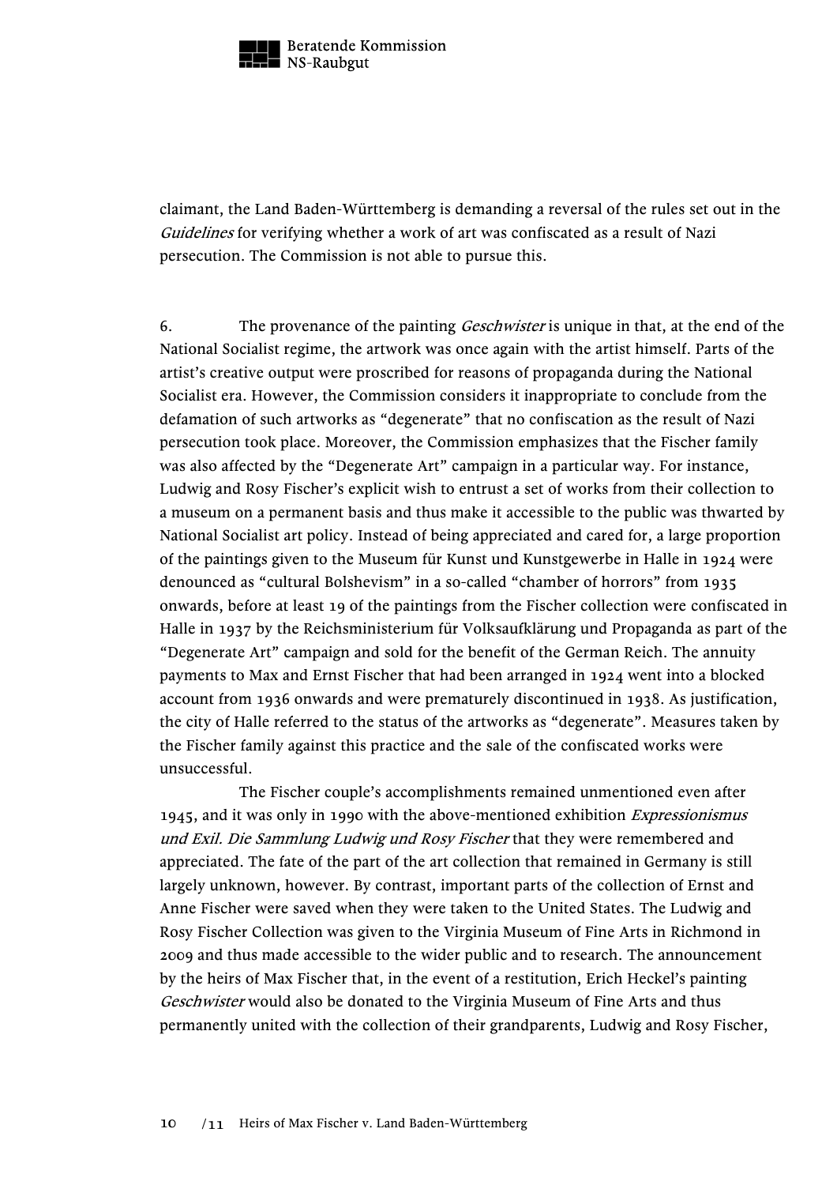claimant, the Land Baden-Württemberg is demanding a reversal of the rules set out in the *Guidelines* for verifying whether a work of art was confiscated as a result of Nazi persecution. The Commission is not able to pursue this.

6. The provenance of the painting *Geschwister* is unique in that, at the end of the National Socialist regime, the artwork was once again with the artist himself. Parts of the artist's creative output were proscribed for reasons of propaganda during the National Socialist era. However, the Commission considers it inappropriate to conclude from the defamation of such artworks as "degenerate" that no confiscation as the result of Nazi persecution took place. Moreover, the Commission emphasizes that the Fischer family was also affected by the "Degenerate Art" campaign in a particular way. For instance, Ludwig and Rosy Fischer's explicit wish to entrust a set of works from their collection to a museum on a permanent basis and thus make it accessible to the public was thwarted by National Socialist art policy. Instead of being appreciated and cared for, a large proportion of the paintings given to the Museum für Kunst und Kunstgewerbe in Halle in 1924 were denounced as "cultural Bolshevism" in a so-called "chamber of horrors" from 1935 onwards, before at least 19 of the paintings from the Fischer collection were confiscated in Halle in 1937 by the Reichsministerium für Volksaufklärung und Propaganda as part of the "Degenerate Art" campaign and sold for the benefit of the German Reich. The annuity payments to Max and Ernst Fischer that had been arranged in 1924 went into a blocked account from 1936 onwards and were prematurely discontinued in 1938. As justification, the city of Halle referred to the status of the artworks as "degenerate". Measures taken by the Fischer family against this practice and the sale of the confiscated works were unsuccessful.

The Fischer couple's accomplishments remained unmentioned even after 1945, and it was only in 1990 with the above-mentioned exhibition *Expressionismus und Exil. Die Sammlung Ludwig und Rosy Fischer* that they were remembered and appreciated. The fate of the part of the art collection that remained in Germany is still largely unknown, however. By contrast, important parts of the collection of Ernst and Anne Fischer were saved when they were taken to the United States. The Ludwig and Rosy Fischer Collection was given to the Virginia Museum of Fine Arts in Richmond in 2009 and thus made accessible to the wider public and to research. The announcement by the heirs of Max Fischer that, in the event of a restitution, Erich Heckel's painting *Geschwister* would also be donated to the Virginia Museum of Fine Arts and thus permanently united with the collection of their grandparents, Ludwig and Rosy Fischer,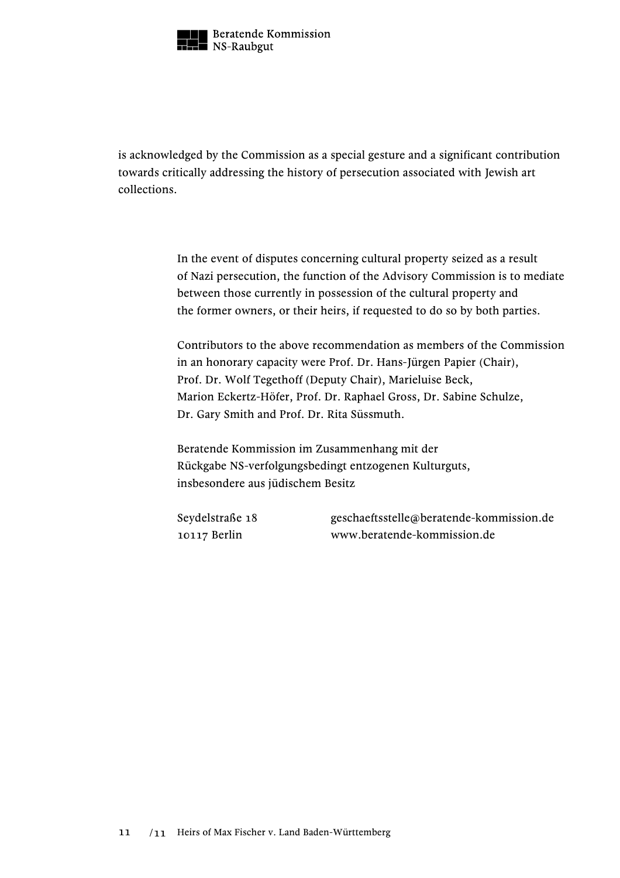is acknowledged by the Commission as a special gesture and a significant contribution towards critically addressing the history of persecution associated with Jewish art collections.

In the event of disputes concerning cultural property seized as a result of Nazi persecution, the function of the Advisory Commission is to mediate between those currently in possession of the cultural property and the former owners, or their heirs, if requested to do so by both parties.

Contributors to the above recommendation as members of the Commission in an honorary capacity were Prof. Dr. Hans-Jürgen Papier (Chair), Prof. Dr. Wolf Tegethoff (Deputy Chair), Marieluise Beck, Marion Eckertz-Höfer, Prof. Dr. Raphael Gross, Dr. Sabine Schulze, Dr. Gary Smith and Prof. Dr. Rita Süssmuth.

Beratende Kommission im Zusammenhang mit der Rückgabe NS-verfolgungsbedingt entzogenen Kulturguts, insbesondere aus jüdischem Besitz

Seydelstraße 18
10117 Berlin

geschaeftsstelle@beratende-kommission.de
www.beratende-kommission.de